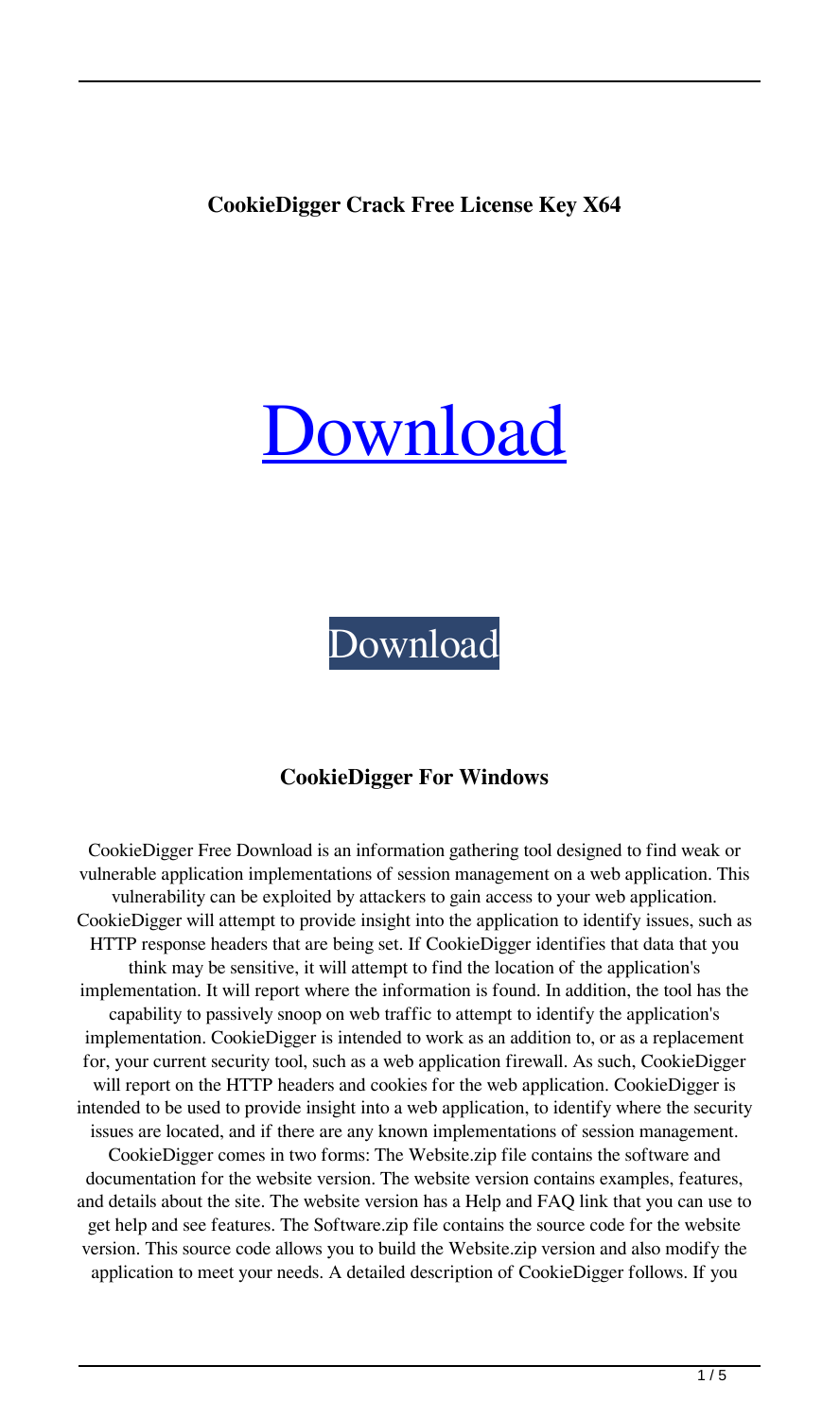**CookieDigger Crack Free License Key X64**

[Download](#)

Download

**CookieDigger For Windows**

CookieDigger Free Download is an information gathering tool designed to find weak or vulnerable application implementations of session management on a web application. This vulnerability can be exploited by attackers to gain access to your web application. CookieDigger will attempt to provide insight into the application to identify issues, such as HTTP response headers that are being set. If CookieDigger identifies that data that you think may be sensitive, it will attempt to find the location of the application's implementation. It will report where the information is found. In addition, the tool has the capability to passively snoop on web traffic to attempt to identify the application's implementation. CookieDigger is intended to work as an addition to, or as a replacement for, your current security tool, such as a web application firewall. As such, CookieDigger will report on the HTTP headers and cookies for the web application. CookieDigger is intended to be used to provide insight into a web application, to identify where the security issues are located, and if there are any known implementations of session management. CookieDigger comes in two forms: The Website.zip file contains the software and documentation for the website version. The website version contains examples, features, and details about the site. The website version has a Help and FAQ link that you can use to get help and see features. The Software.zip file contains the source code for the website version. This source code allows you to build the Website.zip version and also modify the application to meet your needs. A detailed description of CookieDigger follows. If you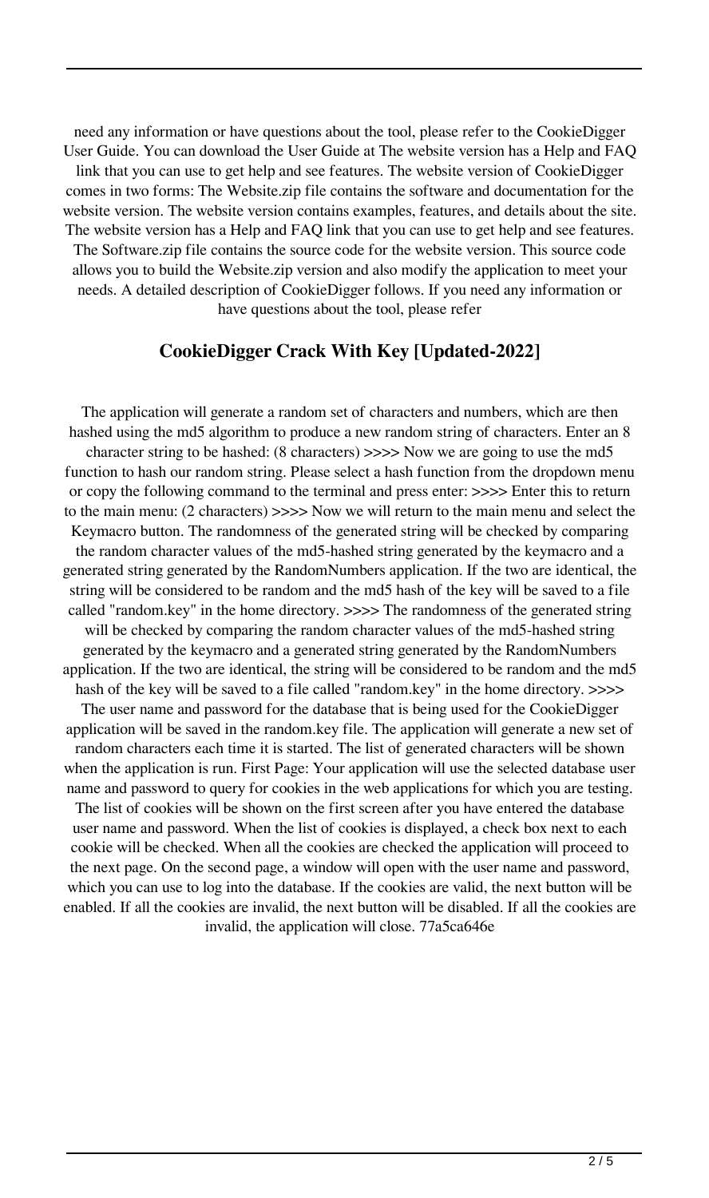need any information or have questions about the tool, please refer to the CookieDigger User Guide. You can download the User Guide at The website version has a Help and FAQ link that you can use to get help and see features. The website version of CookieDigger comes in two forms: The Website.zip file contains the software and documentation for the website version. The website version contains examples, features, and details about the site. The website version has a Help and FAQ link that you can use to get help and see features. The Software.zip file contains the source code for the website version. This source code allows you to build the Website.zip version and also modify the application to meet your needs. A detailed description of CookieDigger follows. If you need any information or have questions about the tool, please refer

## CookieDigger Crack With Key [Updated-2022]

The application will generate a random set of characters and numbers, which are then hashed using the md5 algorithm to produce a new random string of characters. Enter an 8 character string to be hashed: (8 characters) >>>> Now we are going to use the md5 function to hash our random string. Please select a hash function from the dropdown menu or copy the following command to the terminal and press enter: >>>> Enter this to return to the main menu: (2 characters) >>>> Now we will return to the main menu and select the Keymacro button. The randomness of the generated string will be checked by comparing the random character values of the md5-hashed string generated by the keymacro and a generated string generated by the RandomNumbers application. If the two are identical, the string will be considered to be random and the md5 hash of the key will be saved to a file called "random.key" in the home directory. >>>> The randomness of the generated string will be checked by comparing the random character values of the md5-hashed string generated by the keymacro and a generated string generated by the RandomNumbers application. If the two are identical, the string will be considered to be random and the md5 hash of the key will be saved to a file called "random.key" in the home directory. >>>> The user name and password for the database that is being used for the CookieDigger application will be saved in the random.key file. The application will generate a new set of random characters each time it is started. The list of generated characters will be shown when the application is run. First Page: Your application will use the selected database user name and password to query for cookies in the web applications for which you are testing. The list of cookies will be shown on the first screen after you have entered the database user name and password. When the list of cookies is displayed, a check box next to each cookie will be checked. When all the cookies are checked the application will proceed to the next page. On the second page, a window will open with the user name and password, which you can use to log into the database. If the cookies are valid, the next button will be enabled. If all the cookies are invalid, the next button will be disabled. If all the cookies are invalid, the application will close. 77a5ca646e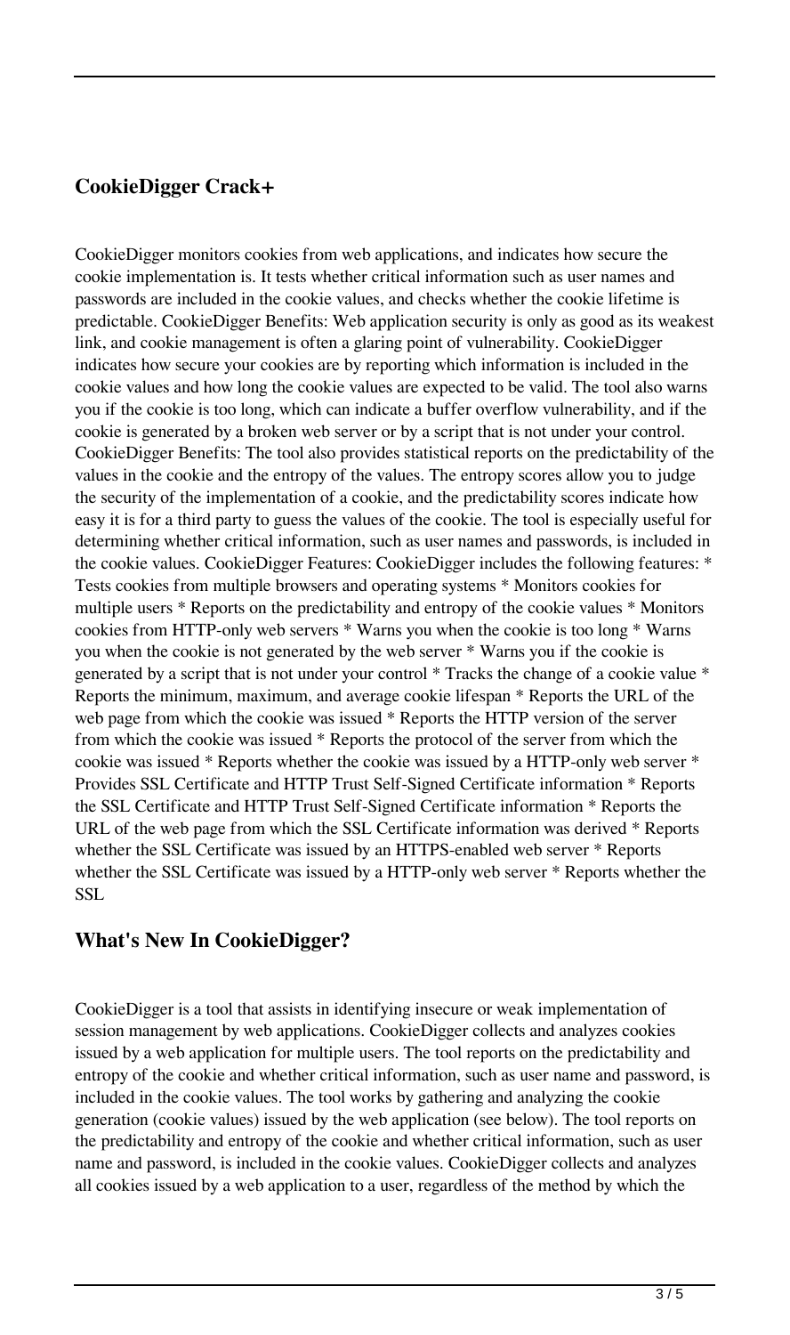## CookieDigger Crack+

CookieDigger monitors cookies from web applications, and indicates how secure the cookie implementation is. It tests whether critical information such as user names and passwords are included in the cookie values, and checks whether the cookie lifetime is predictable. CookieDigger Benefits: Web application security is only as good as its weakest link, and cookie management is often a glaring point of vulnerability. CookieDigger indicates how secure your cookies are by reporting which information is included in the cookie values and how long the cookie values are expected to be valid. The tool also warns you if the cookie is too long, which can indicate a buffer overflow vulnerability, and if the cookie is generated by a broken web server or by a script that is not under your control. CookieDigger Benefits: The tool also provides statistical reports on the predictability of the values in the cookie and the entropy of the values. The entropy scores allow you to judge the security of the implementation of a cookie, and the predictability scores indicate how easy it is for a third party to guess the values of the cookie. The tool is especially useful for determining whether critical information, such as user names and passwords, is included in the cookie values. CookieDigger Features: CookieDigger includes the following features: * Tests cookies from multiple browsers and operating systems * Monitors cookies for multiple users * Reports on the predictability and entropy of the cookie values * Monitors cookies from HTTP-only web servers * Warns you when the cookie is too long * Warns you when the cookie is not generated by the web server * Warns you if the cookie is generated by a script that is not under your control * Tracks the change of a cookie value * Reports the minimum, maximum, and average cookie lifespan * Reports the URL of the web page from which the cookie was issued * Reports the HTTP version of the server from which the cookie was issued * Reports the protocol of the server from which the cookie was issued * Reports whether the cookie was issued by a HTTP-only web server * Provides SSL Certificate and HTTP Trust Self-Signed Certificate information * Reports the SSL Certificate and HTTP Trust Self-Signed Certificate information * Reports the URL of the web page from which the SSL Certificate information was derived * Reports whether the SSL Certificate was issued by an HTTPS-enabled web server * Reports whether the SSL Certificate was issued by a HTTP-only web server * Reports whether the SSL

## What's New In CookieDigger?

CookieDigger is a tool that assists in identifying insecure or weak implementation of session management by web applications. CookieDigger collects and analyzes cookies issued by a web application for multiple users. The tool reports on the predictability and entropy of the cookie and whether critical information, such as user name and password, is included in the cookie values. The tool works by gathering and analyzing the cookie generation (cookie values) issued by the web application (see below). The tool reports on the predictability and entropy of the cookie and whether critical information, such as user name and password, is included in the cookie values. CookieDigger collects and analyzes all cookies issued by a web application to a user, regardless of the method by which the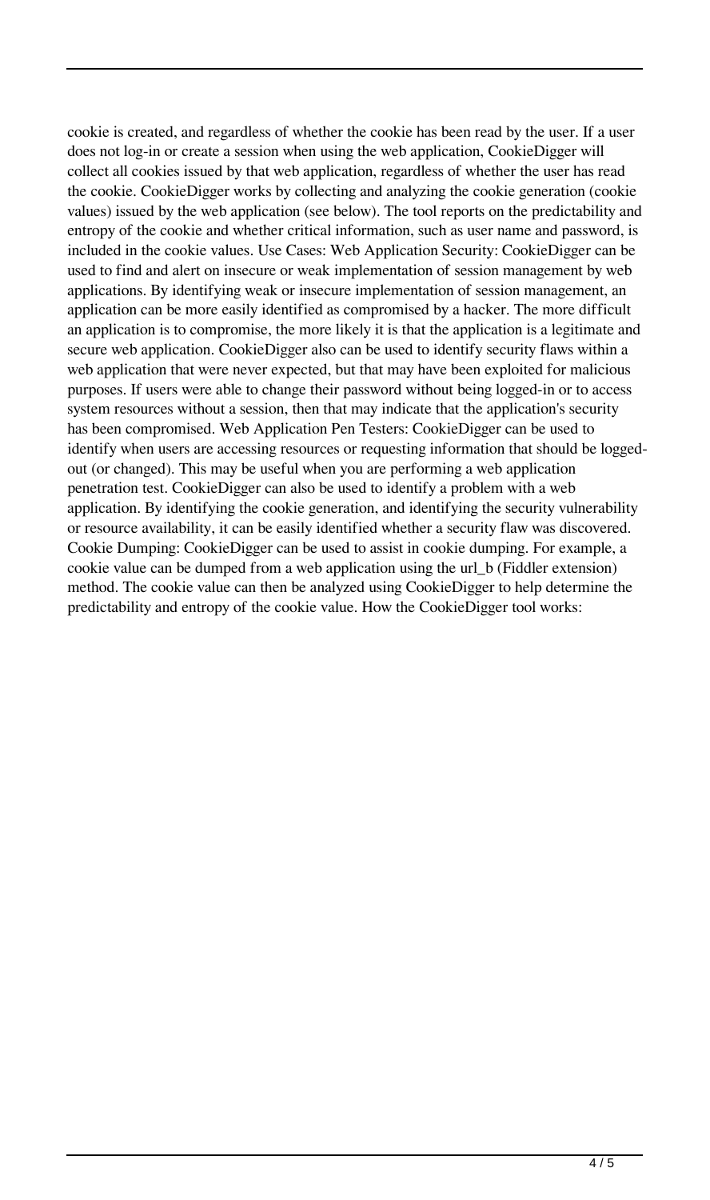cookie is created, and regardless of whether the cookie has been read by the user. If a user does not log-in or create a session when using the web application, CookieDigger will collect all cookies issued by that web application, regardless of whether the user has read the cookie. CookieDigger works by collecting and analyzing the cookie generation (cookie values) issued by the web application (see below). The tool reports on the predictability and entropy of the cookie and whether critical information, such as user name and password, is included in the cookie values. Use Cases: Web Application Security: CookieDigger can be used to find and alert on insecure or weak implementation of session management by web applications. By identifying weak or insecure implementation of session management, an application can be more easily identified as compromised by a hacker. The more difficult an application is to compromise, the more likely it is that the application is a legitimate and secure web application. CookieDigger also can be used to identify security flaws within a web application that were never expected, but that may have been exploited for malicious purposes. If users were able to change their password without being logged-in or to access system resources without a session, then that may indicate that the application's security has been compromised. Web Application Pen Testers: CookieDigger can be used to identify when users are accessing resources or requesting information that should be logged-out (or changed). This may be useful when you are performing a web application penetration test. CookieDigger can also be used to identify a problem with a web application. By identifying the cookie generation, and identifying the security vulnerability or resource availability, it can be easily identified whether a security flaw was discovered. Cookie Dumping: CookieDigger can be used to assist in cookie dumping. For example, a cookie value can be dumped from a web application using the url_b (Fiddler extension) method. The cookie value can then be analyzed using CookieDigger to help determine the predictability and entropy of the cookie value. How the CookieDigger tool works: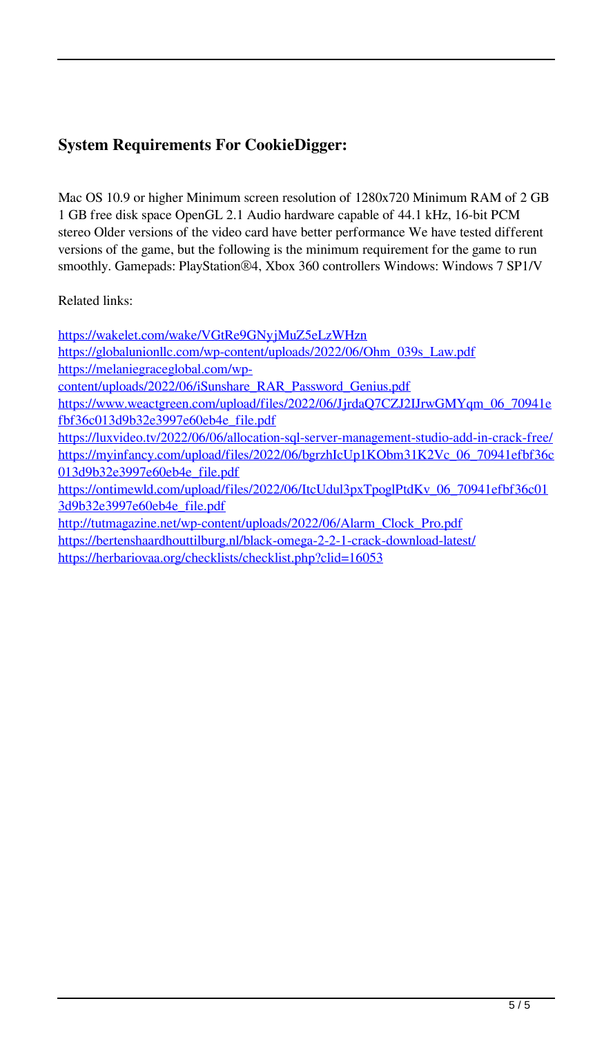## System Requirements For CookieDigger:

Mac OS 10.9 or higher Minimum screen resolution of 1280x720 Minimum RAM of 2 GB 1 GB free disk space OpenGL 2.1 Audio hardware capable of 44.1 kHz, 16-bit PCM stereo Older versions of the video card have better performance We have tested different versions of the game, but the following is the minimum requirement for the game to run smoothly. Gamepads: PlayStation®4, Xbox 360 controllers Windows: Windows 7 SP1/V

Related links:

https://wakelet.com/wake/VGtRe9GNyjMuZ5eLzWHzn
https://globalunionllc.com/wp-content/uploads/2022/06/Ohm_039s_Law.pdf
https://melaniegraceglobal.com/wp-content/uploads/2022/06/iSunshare_RAR_Password_Genius.pdf
https://www.weactgreen.com/upload/files/2022/06/JjrdaQ7CZJ2IJrwGMYqm_06_70941efbf36c013d9b32e3997e60eb4e_file.pdf
https://luxvideo.tv/2022/06/06/allocation-sql-server-management-studio-add-in-crack-free/
https://myinfancy.com/upload/files/2022/06/bgrzhIcUp1KObm31K2Vc_06_70941efbf36c013d9b32e3997e60eb4e_file.pdf
https://ontimewld.com/upload/files/2022/06/ItcUdul3pxTpoglPtdKv_06_70941efbf36c013d9b32e3997e60eb4e_file.pdf
http://tutmagazine.net/wp-content/uploads/2022/06/Alarm_Clock_Pro.pdf
https://bertenshaardhouttilburg.nl/black-omega-2-2-1-crack-download-latest/
https://herbariovaa.org/checklists/checklist.php?clid=16053